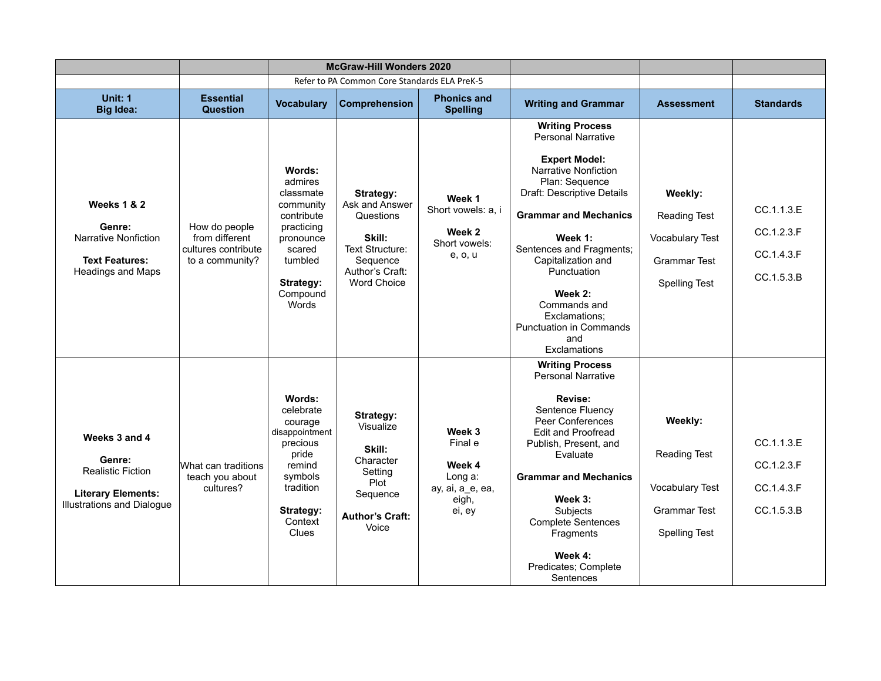| | | McGraw-Hill Wonders 2020 | | | | | |
|---|---|---|---|---|---|---|---|
| | | Refer to PA Common Core Standards ELA PreK-5 | | | | | |
| **Unit: 1 Big Idea:** | **Essential Question** | **Vocabulary** | **Comprehension** | **Phonics and Spelling** | **Writing and Grammar** | **Assessment** | **Standards** |
| **Weeks 1 & 2**<br><br>**Genre:**<br>Narrative Nonfiction<br><br>**Text Features:**<br>Headings and Maps | How do people from different cultures contribute to a community? | **Words:**<br>admires<br>classmate<br>community<br>contribute<br>practicing<br>pronounce<br>scared<br>tumbled<br><br>**Strategy:**<br>Compound Words | **Strategy:**<br>Ask and Answer Questions<br><br>**Skill:**<br>Text Structure: Sequence<br>Author's Craft: Word Choice | **Week 1**<br>Short vowels: a, i<br><br>**Week 2**<br>Short vowels: e, o, u | **Writing Process**<br>Personal Narrative<br><br>**Expert Model:**<br>Narrative Nonfiction<br>Plan: Sequence<br>Draft: Descriptive Details<br><br>**Grammar and Mechanics**<br><br>**Week 1:**<br>Sentences and Fragments; Capitalization and Punctuation<br><br>**Week 2:**<br>Commands and Exclamations; Punctuation in Commands and Exclamations | **Weekly:**<br><br>Reading Test<br><br>Vocabulary Test<br><br>Grammar Test<br><br>Spelling Test | CC.1.1.3.E<br><br>CC.1.2.3.F<br><br>CC.1.4.3.F<br><br>CC.1.5.3.B |
| **Weeks 3 and 4**<br><br>**Genre:**<br>Realistic Fiction<br><br>**Literary Elements:**<br>Illustrations and Dialogue | What can traditions teach you about cultures? | **Words:**<br>celebrate<br>courage<br>disappointment<br>precious<br>pride<br>remind<br>symbols<br>tradition<br><br>**Strategy:**<br>Context Clues | **Strategy:**<br>Visualize<br><br>**Skill:**<br>Character<br>Setting<br>Plot<br>Sequence<br><br>**Author's Craft:**<br>Voice | **Week 3**<br>Final e<br><br>**Week 4**<br>Long a:<br>ay, ai, a_e, ea, eigh,<br>ei, ey | **Writing Process**<br>Personal Narrative<br><br>**Revise:**<br>Sentence Fluency<br>Peer Conferences<br>Edit and Proofread<br>Publish, Present, and Evaluate<br><br>**Grammar and Mechanics**<br><br>**Week 3:**<br>Subjects<br>Complete Sentences<br>Fragments<br><br>**Week 4:**<br>Predicates; Complete Sentences | **Weekly:**<br><br>Reading Test<br><br>Vocabulary Test<br><br>Grammar Test<br><br>Spelling Test | CC.1.1.3.E<br><br>CC.1.2.3.F<br><br>CC.1.4.3.F<br><br>CC.1.5.3.B |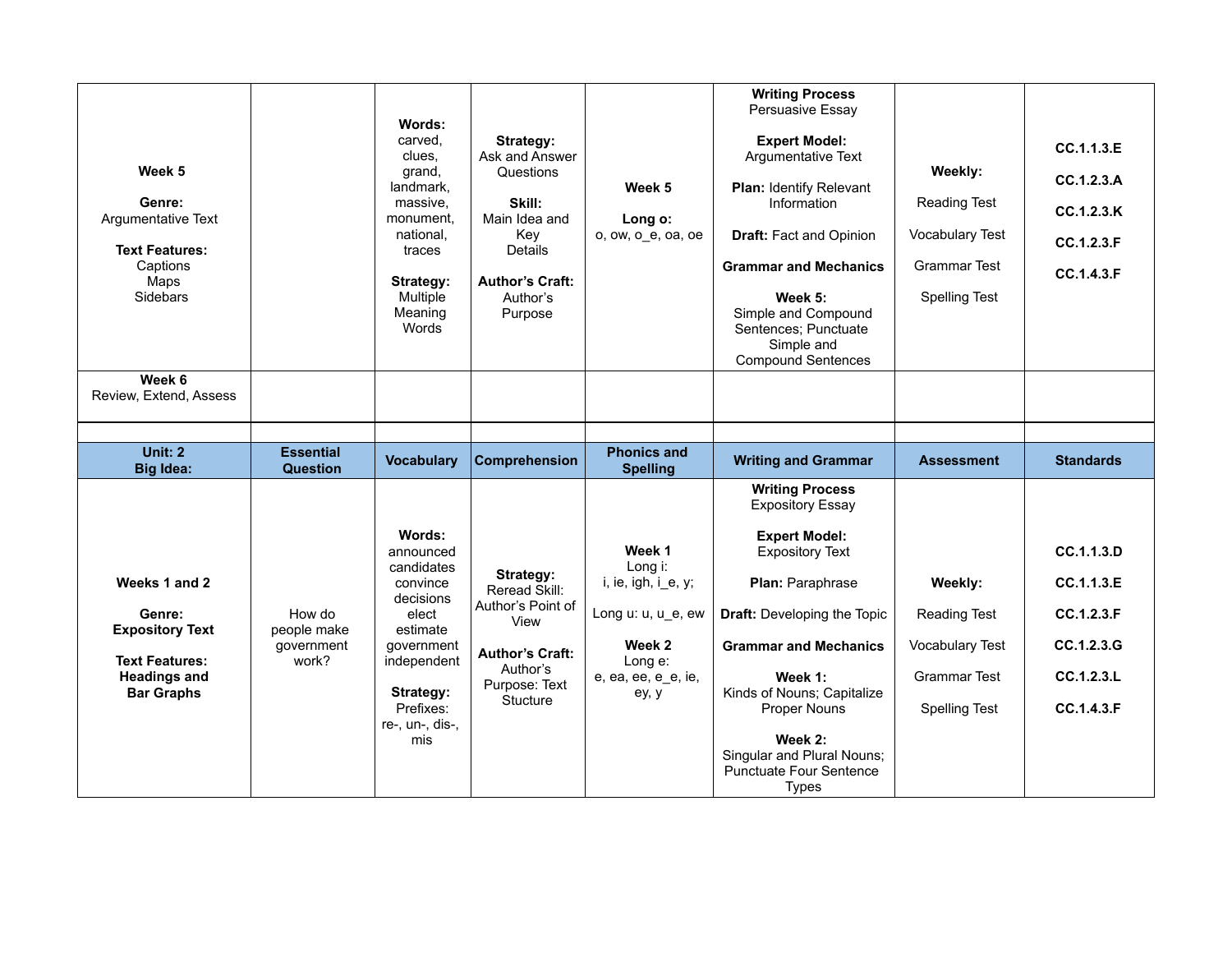| | | | | | | | |
|---|---|---|---|---|---|---|---|
| **Week 5**<br><br>**Genre:**<br>Argumentative Text<br><br>**Text Features:**<br>Captions<br>Maps<br>Sidebars | | **Words:**<br>carved,<br>clues,<br>grand,<br>landmark,<br>massive,<br>monument,<br>national,<br>traces<br><br>**Strategy:**<br>Multiple Meaning Words | **Strategy:**<br>Ask and Answer Questions<br><br>**Skill:**<br>Main Idea and Key Details<br><br>**Author's Craft:**<br>Author's Purpose | **Week 5**<br><br>**Long o:**<br>o, ow, o_e, oa, oe | **Writing Process**<br>Persuasive Essay<br><br>**Expert Model:**<br>Argumentative Text<br><br>**Plan:** Identify Relevant Information<br><br>**Draft:** Fact and Opinion<br><br>**Grammar and Mechanics**<br><br>**Week 5:**<br>Simple and Compound Sentences; Punctuate Simple and Compound Sentences | **Weekly:**<br><br>Reading Test<br><br>Vocabulary Test<br><br>Grammar Test<br><br>Spelling Test | **CC.1.1.3.E**<br><br>**CC.1.2.3.A**<br><br>**CC.1.2.3.K**<br><br>**CC.1.2.3.F**<br><br>**CC.1.4.3.F** |
| **Week 6**<br>Review, Extend, Assess | | | | | | | |

| **Unit: 2<br>Big Idea:** | **Essential Question** | **Vocabulary** | **Comprehension** | **Phonics and Spelling** | **Writing and Grammar** | **Assessment** | **Standards** |
|---|---|---|---|---|---|---|---|
| **Weeks 1 and 2**<br><br>**Genre:**<br>**Expository Text**<br><br>**Text Features:**<br>**Headings and Bar Graphs** | How do people make government work? | **Words:**<br>announced<br>candidates<br>convince<br>decisions<br>elect<br>estimate<br>government<br>independent<br><br>**Strategy:**<br>Prefixes:<br>re-, un-, dis-, mis | **Strategy:**<br>Reread Skill: Author's Point of View<br><br>**Author's Craft:**<br>Author's Purpose: Text Stucture | **Week 1**<br>Long i:<br>i, ie, igh, i_e, y;<br><br>Long u: u, u_e, ew<br><br>**Week 2**<br>Long e:<br>e, ea, ee, e_e, ie, ey, y | **Writing Process**<br>Expository Essay<br><br>**Expert Model:**<br>Expository Text<br><br>**Plan:** Paraphrase<br><br>**Draft:** Developing the Topic<br><br>**Grammar and Mechanics**<br><br>**Week 1:**<br>Kinds of Nouns; Capitalize Proper Nouns<br><br>**Week 2:**<br>Singular and Plural Nouns; Punctuate Four Sentence Types | **Weekly:**<br><br>Reading Test<br><br>Vocabulary Test<br><br>Grammar Test<br><br>Spelling Test | **CC.1.1.3.D**<br><br>**CC.1.1.3.E**<br><br>**CC.1.2.3.F**<br><br>**CC.1.2.3.G**<br><br>**CC.1.2.3.L**<br><br>**CC.1.4.3.F** |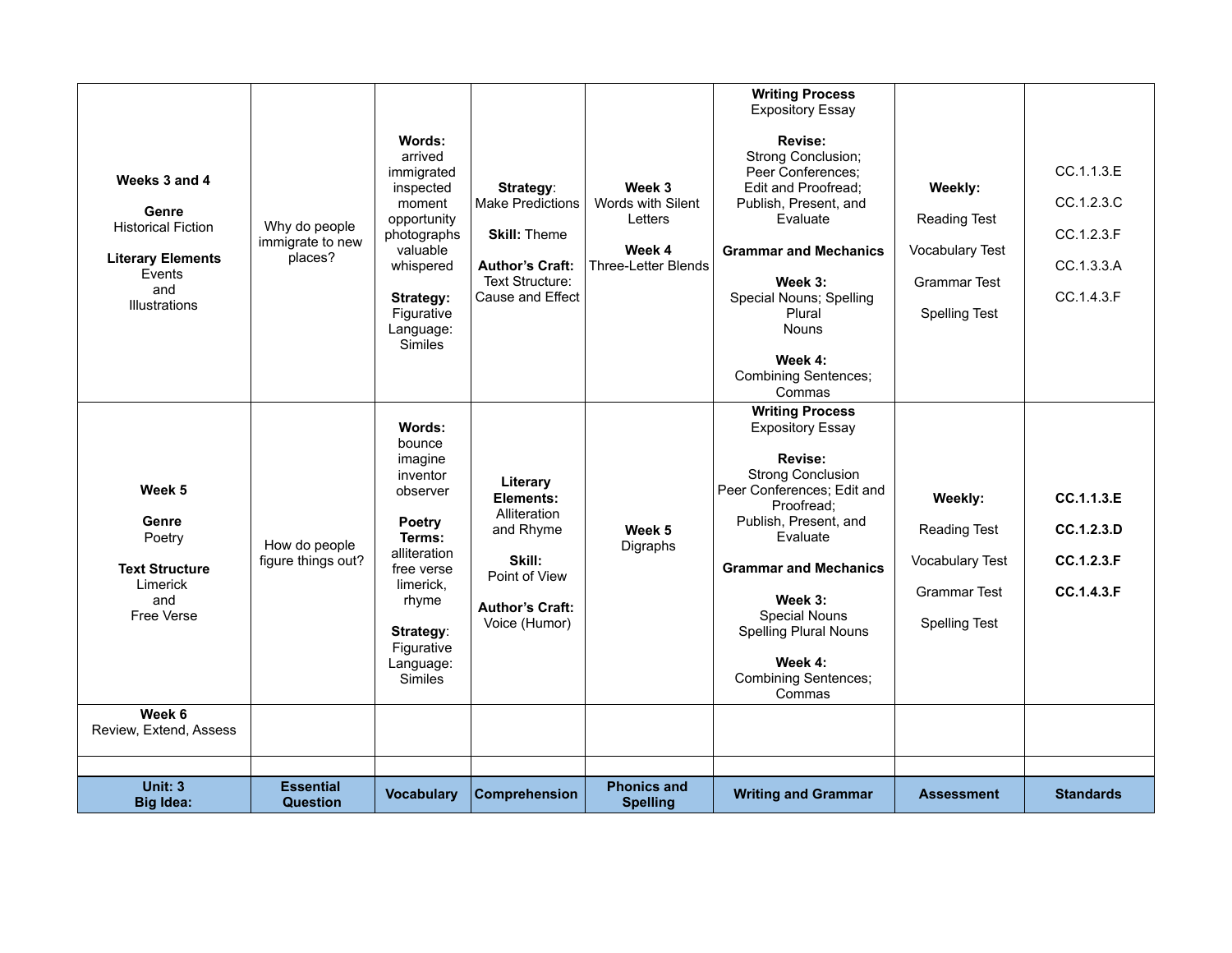| **Weeks 3 and 4**<br><br>**Genre**<br>Historical Fiction<br><br>**Literary Elements**<br>Events and Illustrations | Why do people immigrate to new places? | **Words:**<br>arrived<br>immigrated<br>inspected<br>moment<br>opportunity<br>photographs<br>valuable<br>whispered<br><br>**Strategy:**<br>Figurative Language: Similes | **Strategy**: Make Predictions<br><br>**Skill:** Theme<br><br>**Author's Craft:** Text Structure: Cause and Effect | **Week 3**<br>Words with Silent Letters<br><br>**Week 4**<br>Three-Letter Blends | **Writing Process**<br>Expository Essay<br><br>**Revise:**<br>Strong Conclusion;<br>Peer Conferences;<br>Edit and Proofread;<br>Publish, Present, and Evaluate<br><br>**Grammar and Mechanics**<br><br>**Week 3:**<br>Special Nouns; Spelling Plural Nouns<br><br>**Week 4:**<br>Combining Sentences; Commas | **Weekly:**<br><br>Reading Test<br><br>Vocabulary Test<br><br>Grammar Test<br><br>Spelling Test | CC.1.1.3.E<br><br>CC.1.2.3.C<br><br>CC.1.2.3.F<br><br>CC.1.3.3.A<br><br>CC.1.4.3.F |
|---|---|---|---|---|---|---|---|
| **Week 5**<br><br>**Genre**<br>Poetry<br><br>**Text Structure**<br>Limerick and Free Verse | How do people figure things out? | **Words:**<br>bounce<br>imagine<br>inventor<br>observer<br><br>**Poetry Terms:**<br>alliteration<br>free verse<br>limerick,<br>rhyme<br><br>**Strategy**:<br>Figurative Language: Similes | **Literary Elements:**<br>Alliteration and Rhyme<br><br>**Skill:**<br>Point of View<br><br>**Author's Craft:**<br>Voice (Humor) | **Week 5**<br>Digraphs | **Writing Process**<br>Expository Essay<br><br>**Revise:**<br>Strong Conclusion<br>Peer Conferences; Edit and Proofread;<br>Publish, Present, and Evaluate<br><br>**Grammar and Mechanics**<br><br>**Week 3:**<br>Special Nouns<br>Spelling Plural Nouns<br><br>**Week 4:**<br>Combining Sentences; Commas | **Weekly:**<br><br>Reading Test<br><br>Vocabulary Test<br><br>Grammar Test<br><br>Spelling Test | **CC.1.1.3.E**<br><br>**CC.1.2.3.D**<br><br>**CC.1.2.3.F**<br><br>**CC.1.4.3.F** |
| **Week 6**<br>Review, Extend, Assess | | | | | | | |
| | | | | | | | |
| **Unit: 3**<br>**Big Idea:** | **Essential Question** | **Vocabulary** | **Comprehension** | **Phonics and Spelling** | **Writing and Grammar** | **Assessment** | **Standards** |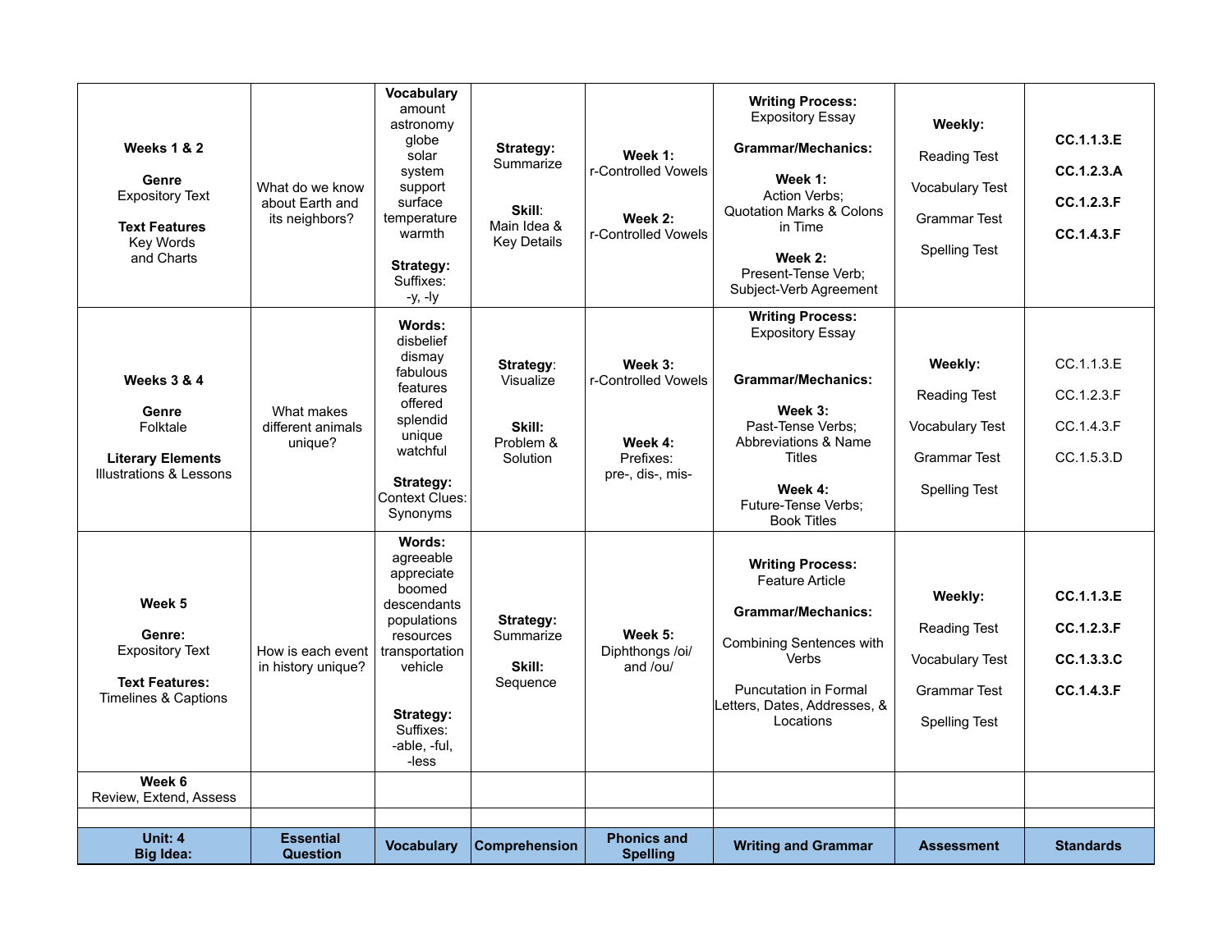| **Unit: 4 Big Idea:** | **Essential Question** | **Vocabulary** | **Comprehension** | **Phonics and Spelling** | **Writing and Grammar** | **Assessment** | **Standards** |
|---|---|---|---|---|---|---|---|
| **Weeks 1 & 2**<br><br>**Genre**<br>Expository Text<br><br>**Text Features**<br>Key Words and Charts | What do we know about Earth and its neighbors? | **Vocabulary**<br>amount<br>astronomy<br>globe<br>solar system<br>support<br>surface<br>temperature<br>warmth<br><br>**Strategy:**<br>Suffixes: -y, -ly | **Strategy:**<br>Summarize<br><br>**Skill:**<br>Main Idea & Key Details | **Week 1:**<br>r-Controlled Vowels<br><br>**Week 2:**<br>r-Controlled Vowels | **Writing Process:**<br>Expository Essay<br><br>**Grammar/Mechanics:**<br><br>**Week 1:**<br>Action Verbs; Quotation Marks & Colons in Time<br><br>**Week 2:**<br>Present-Tense Verb; Subject-Verb Agreement | **Weekly:**<br><br>Reading Test<br><br>Vocabulary Test<br><br>Grammar Test<br><br>Spelling Test | **CC.1.1.3.E**<br><br>**CC.1.2.3.A**<br><br>**CC.1.2.3.F**<br><br>**CC.1.4.3.F** |
| **Weeks 3 & 4**<br><br>**Genre**<br>Folktale<br><br>**Literary Elements**<br>Illustrations & Lessons | What makes different animals unique? | **Words:**<br>disbelief<br>dismay<br>fabulous<br>features<br>offered<br>splendid<br>unique<br>watchful<br><br>**Strategy:**<br>Context Clues: Synonyms | **Strategy:**<br>Visualize<br><br>**Skill:**<br>Problem & Solution | **Week 3:**<br>r-Controlled Vowels<br><br>**Week 4:**<br>Prefixes: pre-, dis-, mis- | **Writing Process:**<br>Expository Essay<br><br>**Grammar/Mechanics:**<br><br>**Week 3:**<br>Past-Tense Verbs; Abbreviations & Name Titles<br><br>**Week 4:**<br>Future-Tense Verbs; Book Titles | **Weekly:**<br><br>Reading Test<br><br>Vocabulary Test<br><br>Grammar Test<br><br>Spelling Test | CC.1.1.3.E<br><br>CC.1.2.3.F<br><br>CC.1.4.3.F<br><br>CC.1.5.3.D |
| **Week 5**<br><br>**Genre:**<br>Expository Text<br><br>**Text Features:**<br>Timelines & Captions | How is each event in history unique? | **Words:**<br>agreeable<br>appreciate<br>boomed<br>descendants<br>populations<br>resources<br>transportation<br>vehicle<br><br>**Strategy:**<br>Suffixes: -able, -ful, -less | **Strategy:**<br>Summarize<br><br>**Skill:**<br>Sequence | **Week 5:**<br>Diphthongs /oi/ and /ou/ | **Writing Process:**<br>Feature Article<br><br>**Grammar/Mechanics:**<br><br>Combining Sentences with Verbs<br><br>Puncutation in Formal Letters, Dates, Addresses, & Locations | **Weekly:**<br><br>Reading Test<br><br>Vocabulary Test<br><br>Grammar Test<br><br>Spelling Test | **CC.1.1.3.E**<br><br>**CC.1.2.3.F**<br><br>**CC.1.3.3.C**<br><br>**CC.1.4.3.F** |
| **Week 6**<br>Review, Extend, Assess | | | | | | | |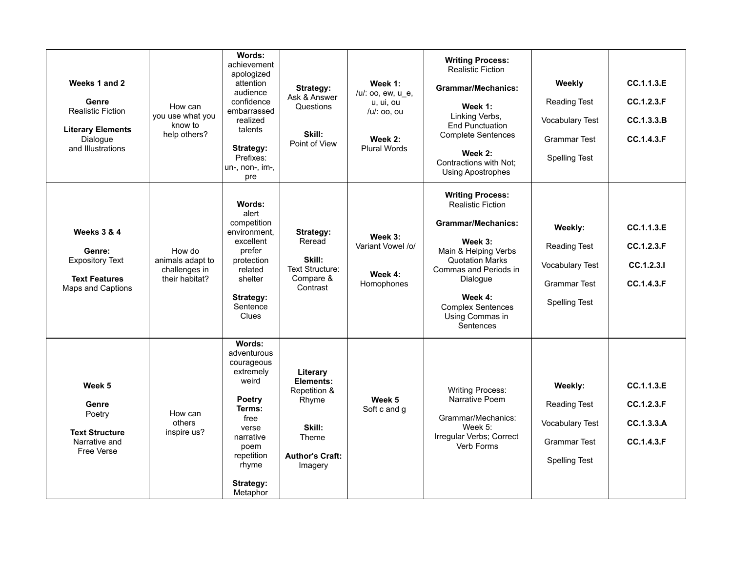| | | | | | | | |
|---|---|---|---|---|---|---|---|
| **Weeks 1 and 2**<br><br>**Genre**<br>Realistic Fiction<br><br>**Literary Elements**<br>Dialogue and Illustrations | How can you use what you know to help others? | **Words:**<br>achievement<br>apologized<br>attention<br>audience<br>confidence<br>embarrassed<br>realized<br>talents<br><br>**Strategy:**<br>Prefixes:<br>un-, non-, im-, pre | **Strategy:**<br>Ask & Answer Questions<br><br>**Skill:**<br>Point of View | **Week 1:**<br>/u/: oo, ew, u_e, u, ui, ou<br>/u/: oo, ou<br><br>**Week 2:**<br>Plural Words | **Writing Process:**<br>Realistic Fiction<br><br>**Grammar/Mechanics:**<br><br>**Week 1:**<br>Linking Verbs,<br>End Punctuation<br>Complete Sentences<br><br>**Week 2:**<br>Contractions with Not;<br>Using Apostrophes | **Weekly**<br><br>Reading Test<br><br>Vocabulary Test<br><br>Grammar Test<br><br>Spelling Test | **CC.1.1.3.E**<br><br>**CC.1.2.3.F**<br><br>**CC.1.3.3.B**<br><br>**CC.1.4.3.F** |
| **Weeks 3 & 4**<br><br>**Genre:**<br>Expository Text<br><br>**Text Features**<br>Maps and Captions | How do animals adapt to challenges in their habitat? | **Words:**<br>alert<br>competition<br>environment,<br>excellent<br>prefer<br>protection<br>related<br>shelter<br><br>**Strategy:**<br>Sentence Clues | **Strategy:**<br>Reread<br><br>**Skill:**<br>Text Structure: Compare & Contrast | **Week 3:**<br>Variant Vowel /o/<br><br>**Week 4:**<br>Homophones | **Writing Process:**<br>Realistic Fiction<br><br>**Grammar/Mechanics:**<br><br>**Week 3:**<br>Main & Helping Verbs<br>Quotation Marks<br>Commas and Periods in Dialogue<br><br>**Week 4:**<br>Complex Sentences<br>Using Commas in Sentences | **Weekly:**<br><br>Reading Test<br><br>Vocabulary Test<br><br>Grammar Test<br><br>Spelling Test | **CC.1.1.3.E**<br><br>**CC.1.2.3.F**<br><br>**CC.1.2.3.I**<br><br>**CC.1.4.3.F** |
| **Week 5**<br><br>**Genre**<br>Poetry<br><br>**Text Structure**<br>Narrative and Free Verse | How can others inspire us? | **Words:**<br>adventurous<br>courageous<br>extremely<br>weird<br><br>**Poetry Terms:**<br>free verse<br>narrative poem<br>repetition<br>rhyme<br><br>**Strategy:**<br>Metaphor | **Literary Elements:**<br>Repetition & Rhyme<br><br>**Skill:**<br>Theme<br><br>**Author's Craft:**<br>Imagery | **Week 5**<br>Soft c and g | Writing Process:<br>Narrative Poem<br><br>Grammar/Mechanics:<br>Week 5:<br>Irregular Verbs; Correct Verb Forms | **Weekly:**<br><br>Reading Test<br><br>Vocabulary Test<br><br>Grammar Test<br><br>Spelling Test | **CC.1.1.3.E**<br><br>**CC.1.2.3.F**<br><br>**CC.1.3.3.A**<br><br>**CC.1.4.3.F** |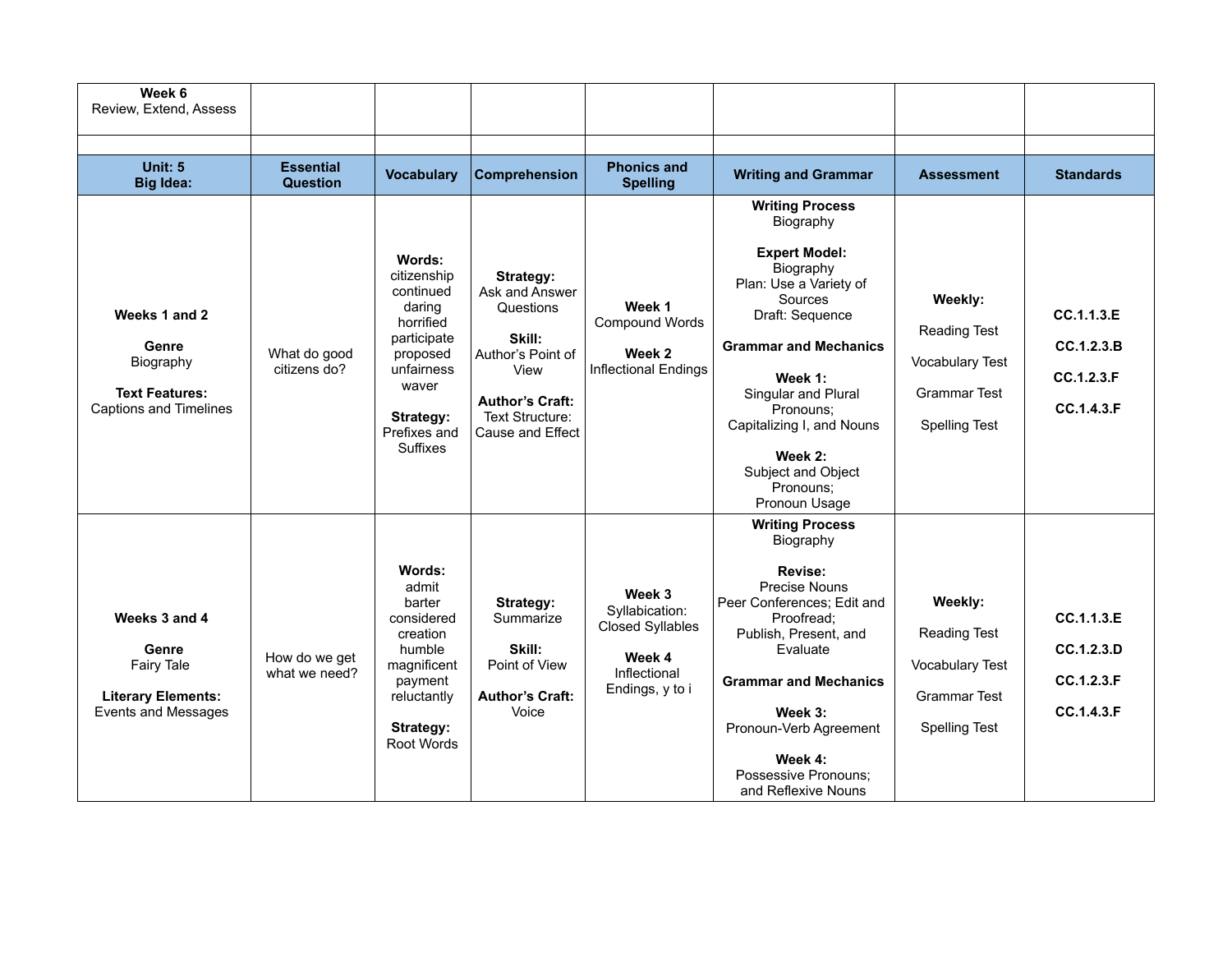| **Week 6**<br>Review, Extend, Assess | | | | | | | |
|---|---|---|---|---|---|---|---|
| | | | | | | | |
| **Unit: 5**<br>**Big Idea:** | **Essential Question** | **Vocabulary** | **Comprehension** | **Phonics and Spelling** | **Writing and Grammar** | **Assessment** | **Standards** |
| **Weeks 1 and 2**<br><br>**Genre**<br>Biography<br><br>**Text Features:**<br>Captions and Timelines | What do good citizens do? | **Words:**<br>citizenship<br>continued<br>daring<br>horrified<br>participate<br>proposed<br>unfairness<br>waver<br><br>**Strategy:**<br>Prefixes and Suffixes | **Strategy:**<br>Ask and Answer Questions<br><br>**Skill:**<br>Author's Point of View<br><br>**Author's Craft:**<br>Text Structure: Cause and Effect | **Week 1**<br>Compound Words<br><br>**Week 2**<br>Inflectional Endings | **Writing Process**<br>Biography<br><br>**Expert Model:**<br>Biography<br>Plan: Use a Variety of Sources<br>Draft: Sequence<br><br>**Grammar and Mechanics**<br><br>**Week 1:**<br>Singular and Plural Pronouns;<br>Capitalizing I, and Nouns<br><br>**Week 2:**<br>Subject and Object Pronouns;<br>Pronoun Usage | **Weekly:**<br><br>Reading Test<br><br>Vocabulary Test<br><br>Grammar Test<br><br>Spelling Test | **CC.1.1.3.E**<br><br>**CC.1.2.3.B**<br><br>**CC.1.2.3.F**<br><br>**CC.1.4.3.F** |
| **Weeks 3 and 4**<br><br>**Genre**<br>Fairy Tale<br><br>**Literary Elements:**<br>Events and Messages | How do we get what we need? | **Words:**<br>admit<br>barter<br>considered<br>creation<br>humble<br>magnificent<br>payment<br>reluctantly<br><br>**Strategy:**<br>Root Words | **Strategy:**<br>Summarize<br><br>**Skill:**<br>Point of View<br><br>**Author's Craft:**<br>Voice | **Week 3**<br>Syllabication: Closed Syllables<br><br>**Week 4**<br>Inflectional Endings, y to i | **Writing Process**<br>Biography<br><br>**Revise:**<br>Precise Nouns<br>Peer Conferences; Edit and Proofread;<br>Publish, Present, and Evaluate<br><br>**Grammar and Mechanics**<br><br>**Week 3:**<br>Pronoun-Verb Agreement<br><br>**Week 4:**<br>Possessive Pronouns; and Reflexive Nouns | **Weekly:**<br><br>Reading Test<br><br>Vocabulary Test<br><br>Grammar Test<br><br>Spelling Test | **CC.1.1.3.E**<br><br>**CC.1.2.3.D**<br><br>**CC.1.2.3.F**<br><br>**CC.1.4.3.F** |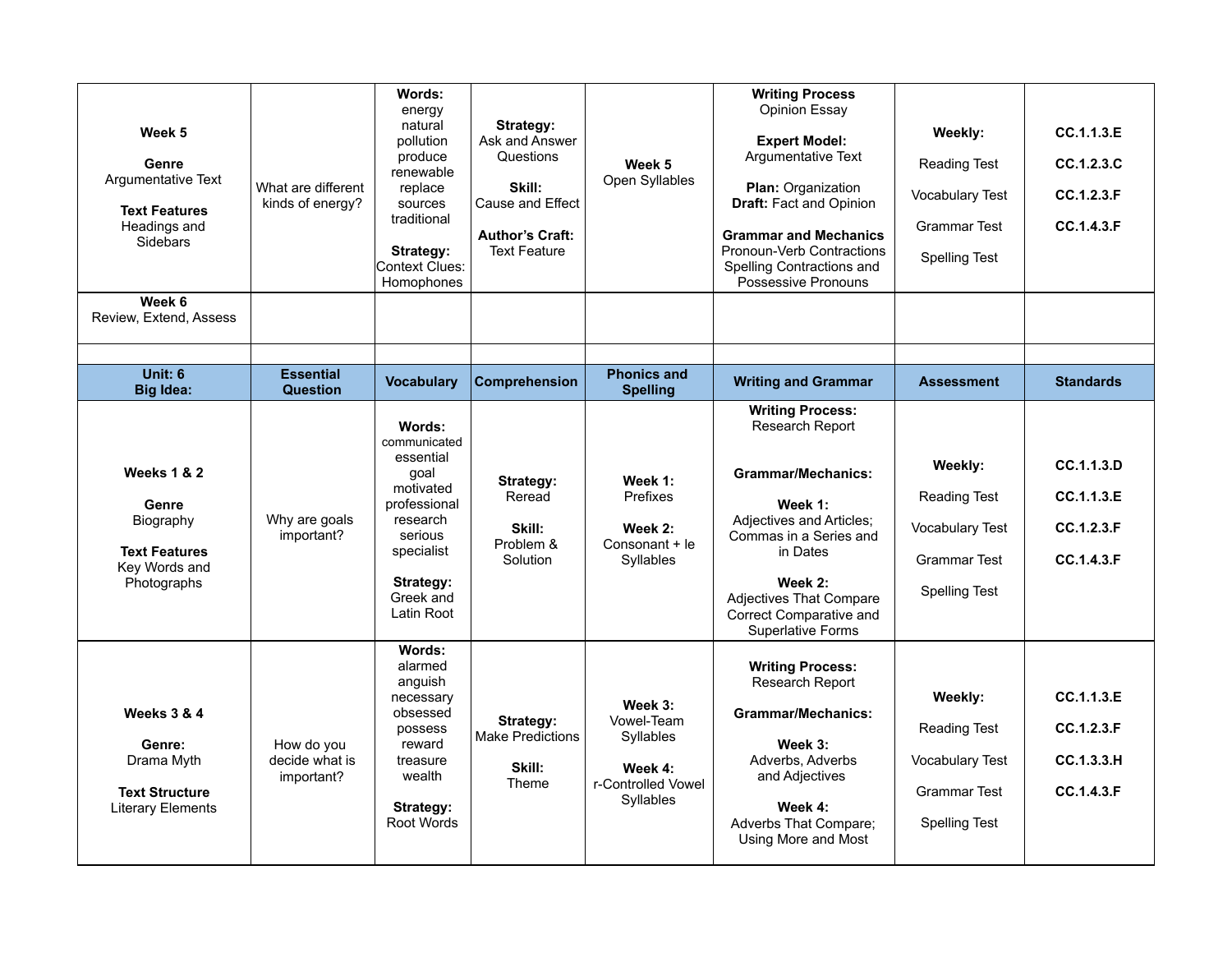| | | | | | | | |
|---|---|---|---|---|---|---|---|
| **Week 5**<br><br>**Genre**<br>Argumentative Text<br><br>**Text Features**<br>Headings and Sidebars | What are different kinds of energy? | **Words:**<br>energy<br>natural<br>pollution<br>produce<br>renewable<br>replace<br>sources<br>traditional<br><br>**Strategy:**<br>Context Clues: Homophones | **Strategy:**<br>Ask and Answer Questions<br><br>**Skill:**<br>Cause and Effect<br><br>**Author's Craft:**<br>Text Feature | **Week 5**<br>Open Syllables | **Writing Process**<br>Opinion Essay<br><br>**Expert Model:**<br>Argumentative Text<br><br>**Plan:** Organization<br>**Draft:** Fact and Opinion<br><br>**Grammar and Mechanics**<br>Pronoun-Verb Contractions<br>Spelling Contractions and Possessive Pronouns | **Weekly:**<br><br>Reading Test<br><br>Vocabulary Test<br><br>Grammar Test<br><br>Spelling Test | **CC.1.1.3.E**<br><br>**CC.1.2.3.C**<br><br>**CC.1.2.3.F**<br><br>**CC.1.4.3.F** |
| **Week 6**<br>Review, Extend, Assess | | | | | | | |
| | | | | | | | |
| **Unit: 6**<br>**Big Idea:** | **Essential Question** | **Vocabulary** | **Comprehension** | **Phonics and Spelling** | **Writing and Grammar** | **Assessment** | **Standards** |
| **Weeks 1 & 2**<br><br>**Genre**<br>Biography<br><br>**Text Features**<br>Key Words and Photographs | Why are goals important? | **Words:**<br>communicated<br>essential<br>goal<br>motivated<br>professional<br>research<br>serious<br>specialist<br><br>**Strategy:**<br>Greek and Latin Root | **Strategy:**<br>Reread<br><br>**Skill:**<br>Problem & Solution | **Week 1:**<br>Prefixes<br><br>**Week 2:**<br>Consonant + le Syllables | **Writing Process:**<br>Research Report<br><br>**Grammar/Mechanics:**<br><br>**Week 1:**<br>Adjectives and Articles; Commas in a Series and in Dates<br><br>**Week 2:**<br>Adjectives That Compare Correct Comparative and Superlative Forms | **Weekly:**<br><br>Reading Test<br><br>Vocabulary Test<br><br>Grammar Test<br><br>Spelling Test | **CC.1.1.3.D**<br><br>**CC.1.1.3.E**<br><br>**CC.1.2.3.F**<br><br>**CC.1.4.3.F** |
| **Weeks 3 & 4**<br><br>**Genre:**<br>Drama Myth<br><br>**Text Structure**<br>Literary Elements | How do you decide what is important? | **Words:**<br>alarmed<br>anguish<br>necessary<br>obsessed<br>possess<br>reward<br>treasure<br>wealth<br><br>**Strategy:**<br>Root Words | **Strategy:**<br>Make Predictions<br><br>**Skill:**<br>Theme | **Week 3:**<br>Vowel-Team Syllables<br><br>**Week 4:**<br>r-Controlled Vowel Syllables | **Writing Process:**<br>Research Report<br><br>**Grammar/Mechanics:**<br><br>**Week 3:**<br>Adverbs, Adverbs and Adjectives<br><br>**Week 4:**<br>Adverbs That Compare; Using More and Most | **Weekly:**<br><br>Reading Test<br><br>Vocabulary Test<br><br>Grammar Test<br><br>Spelling Test | **CC.1.1.3.E**<br><br>**CC.1.2.3.F**<br><br>**CC.1.3.3.H**<br><br>**CC.1.4.3.F** |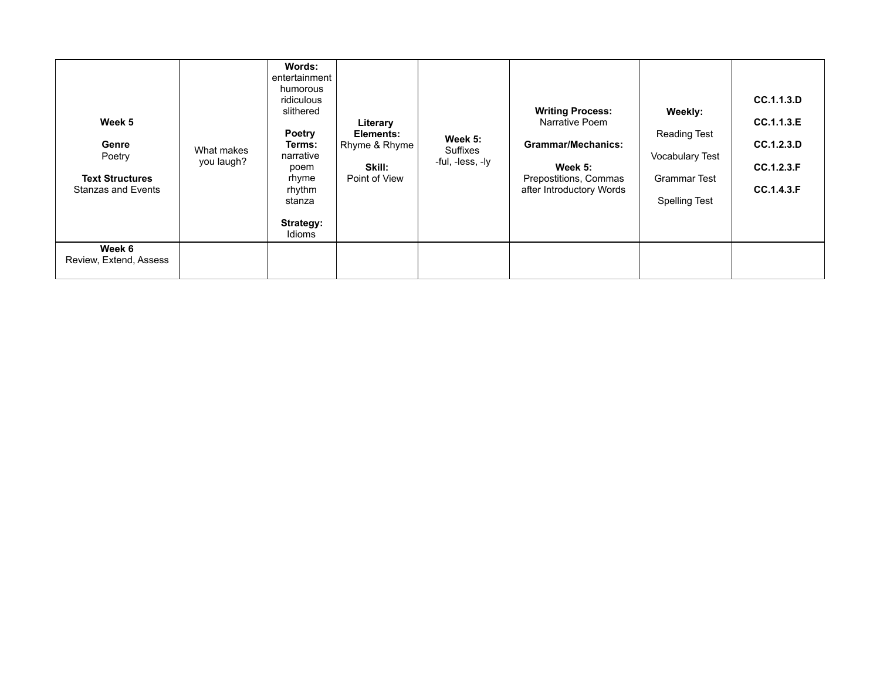| | | | | | | | |
|---|---|---|---|---|---|---|---|
| **Week 5**<br><br>**Genre**<br>Poetry<br><br>**Text Structures**<br>Stanzas and Events | What makes you laugh? | **Words:**<br>entertainment<br>humorous<br>ridiculous<br>slithered<br><br>**Poetry Terms:**<br>narrative poem<br>rhyme<br>rhythm<br>stanza<br><br>**Strategy:**<br>Idioms | **Literary Elements:**<br>Rhyme & Rhyme<br><br>**Skill:**<br>Point of View | **Week 5:**<br>Suffixes<br>-ful, -less, -ly | **Writing Process:**<br>Narrative Poem<br><br>**Grammar/Mechanics:**<br><br>**Week 5:**<br>Prepostitions, Commas after Introductory Words | **Weekly:**<br><br>Reading Test<br><br>Vocabulary Test<br><br>Grammar Test<br><br>Spelling Test | **CC.1.1.3.D**<br><br>**CC.1.1.3.E**<br><br>**CC.1.2.3.D**<br><br>**CC.1.2.3.F**<br><br>**CC.1.4.3.F** |
| **Week 6**<br>Review, Extend, Assess | | | | | | | |